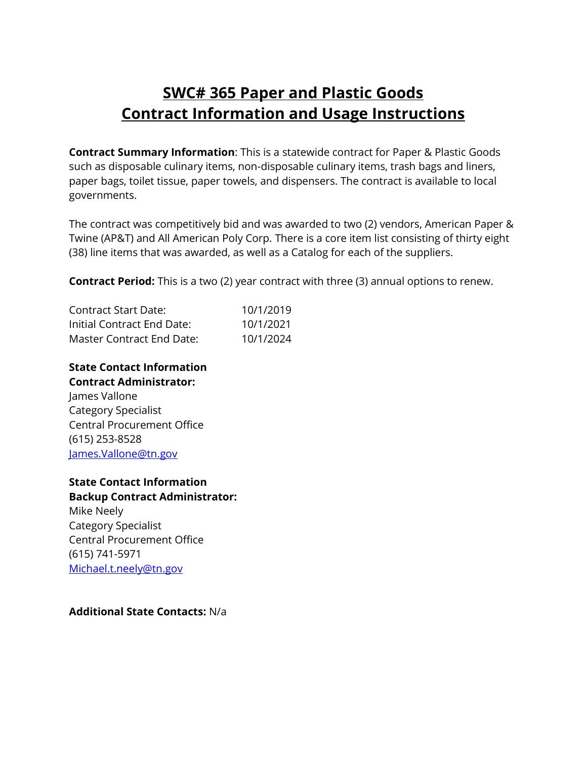# SWC# 365 Paper and Plastic Goods Contract Information and Usage Instructions

**Contract Summary Information**: This is a statewide contract for Paper & Plastic Goods such as disposable culinary items, non-disposable culinary items, trash bags and liners, paper bags, toilet tissue, paper towels, and dispensers. The contract is available to local governments.

The contract was competitively bid and was awarded to two (2) vendors, American Paper & Twine (AP&T) and All American Poly Corp. There is a core item list consisting of thirty eight (38) line items that was awarded, as well as a Catalog for each of the suppliers.

**Contract Period:** This is a two (2) year contract with three (3) annual options to renew.

| | |
|---|---|
| Contract Start Date: | 10/1/2019 |
| Initial Contract End Date: | 10/1/2021 |
| Master Contract End Date: | 10/1/2024 |

**State Contact Information**
**Contract Administrator:**
James Vallone
Category Specialist
Central Procurement Office
(615) 253-8528
James.Vallone@tn.gov

**State Contact Information**
**Backup Contract Administrator:**
Mike Neely
Category Specialist
Central Procurement Office
(615) 741-5971
Michael.t.neely@tn.gov

**Additional State Contacts:** N/a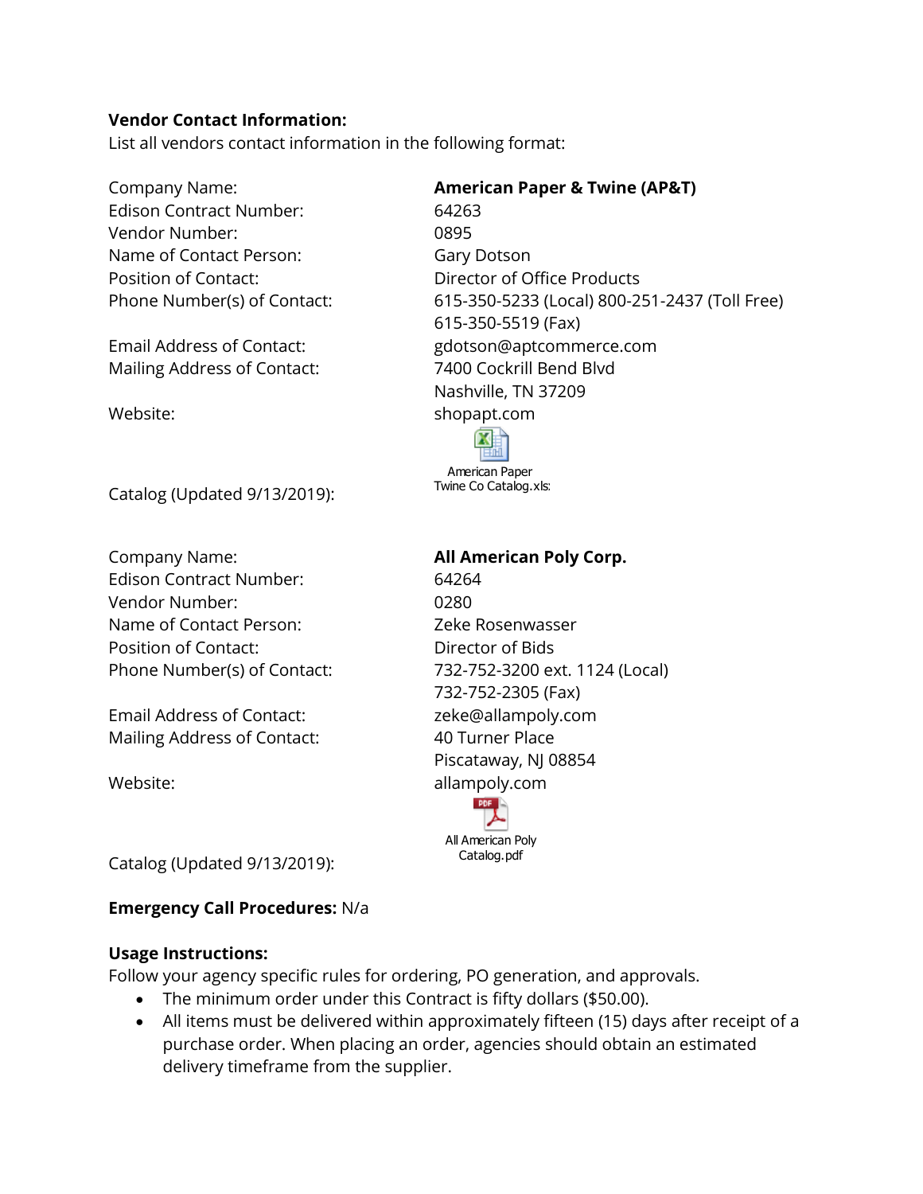**Vendor Contact Information:**

List all vendors contact information in the following format:

| | |
|---|---|
| Company Name: | **American Paper & Twine (AP&T)** |
| Edison Contract Number: | 64263 |
| Vendor Number: | 0895 |
| Name of Contact Person: | Gary Dotson |
| Position of Contact: | Director of Office Products |
| Phone Number(s) of Contact: | 615-350-5233 (Local) 800-251-2437 (Toll Free)<br>615-350-5519 (Fax) |
| Email Address of Contact: | gdotson@aptcommerce.com |
| Mailing Address of Contact: | 7400 Cockrill Bend Blvd<br>Nashville, TN 37209 |
| Website: | shopapt.com |
| Catalog (Updated 9/13/2019): | American Paper Twine Co Catalog.xlsx |

| | |
|---|---|
| Company Name: | **All American Poly Corp.** |
| Edison Contract Number: | 64264 |
| Vendor Number: | 0280 |
| Name of Contact Person: | Zeke Rosenwasser |
| Position of Contact: | Director of Bids |
| Phone Number(s) of Contact: | 732-752-3200 ext. 1124 (Local)<br>732-752-2305 (Fax) |
| Email Address of Contact: | zeke@allampoly.com |
| Mailing Address of Contact: | 40 Turner Place<br>Piscataway, NJ 08854 |
| Website: | allampoly.com |
| Catalog (Updated 9/13/2019): | All American Poly Catalog.pdf |

**Emergency Call Procedures:** N/a

**Usage Instructions:**

Follow your agency specific rules for ordering, PO generation, and approvals.

- The minimum order under this Contract is fifty dollars ($50.00).
- All items must be delivered within approximately fifteen (15) days after receipt of a purchase order. When placing an order, agencies should obtain an estimated delivery timeframe from the supplier.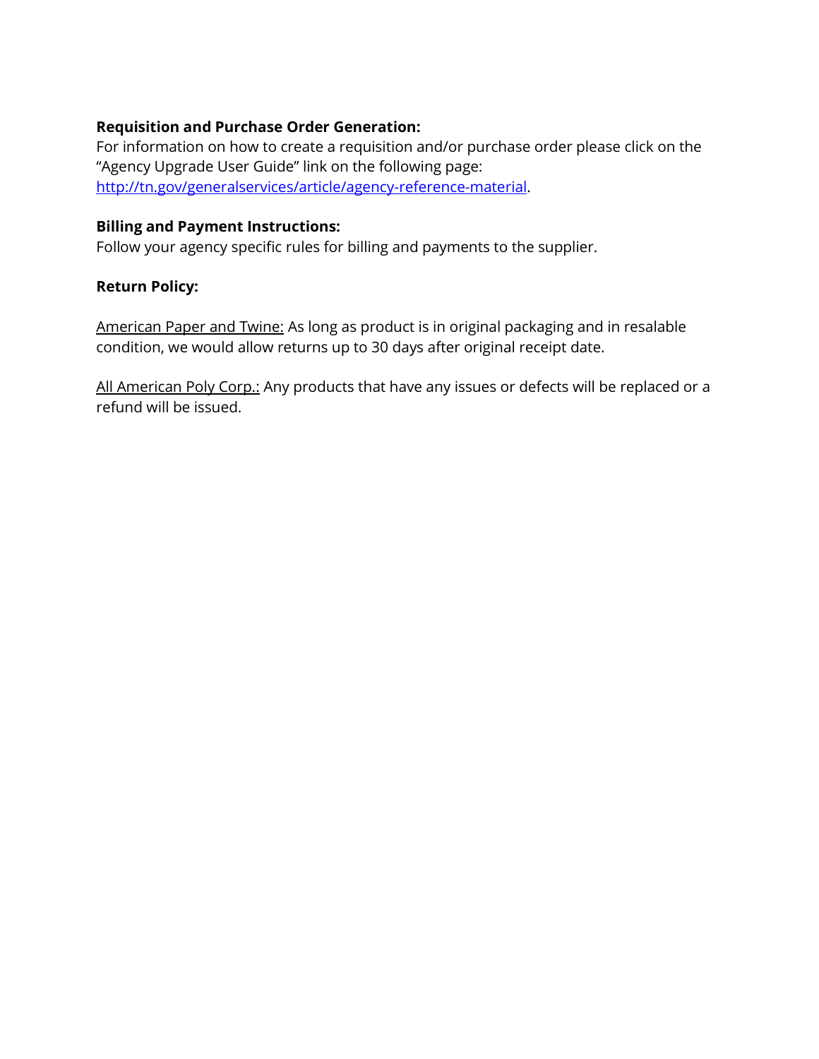**Requisition and Purchase Order Generation:**
For information on how to create a requisition and/or purchase order please click on the "Agency Upgrade User Guide" link on the following page: [http://tn.gov/generalservices/article/agency-reference-material](http://tn.gov/generalservices/article/agency-reference-material).

**Billing and Payment Instructions:**
Follow your agency specific rules for billing and payments to the supplier.

**Return Policy:**

American Paper and Twine: As long as product is in original packaging and in resalable condition, we would allow returns up to 30 days after original receipt date.

All American Poly Corp.: Any products that have any issues or defects will be replaced or a refund will be issued.